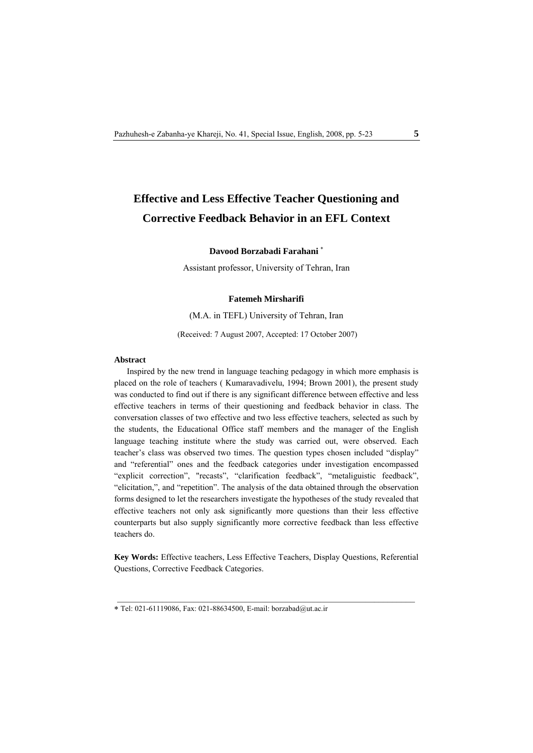# Effective and Less Effective Teacher Questioning and Corrective Feedback Behavior in an EFL Context

**Davood Borzabadi Farahani** *

Assistant professor, University of Tehran, Iran

**Fatemeh Mirsharifi**

(M.A. in TEFL) University of Tehran, Iran

(Received: 7 August 2007, Accepted: 17 October 2007)

**Abstract**

Inspired by the new trend in language teaching pedagogy in which more emphasis is placed on the role of teachers ( Kumaravadivelu, 1994; Brown 2001), the present study was conducted to find out if there is any significant difference between effective and less effective teachers in terms of their questioning and feedback behavior in class. The conversation classes of two effective and two less effective teachers, selected as such by the students, the Educational Office staff members and the manager of the English language teaching institute where the study was carried out, were observed. Each teacher's class was observed two times. The question types chosen included "display" and "referential" ones and the feedback categories under investigation encompassed "explicit correction", "recasts", "clarification feedback", "metaliguistic feedback", "elicitation,", and "repetition". The analysis of the data obtained through the observation forms designed to let the researchers investigate the hypotheses of the study revealed that effective teachers not only ask significantly more questions than their less effective counterparts but also supply significantly more corrective feedback than less effective teachers do.

**Key Words:** Effective teachers, Less Effective Teachers, Display Questions, Referential Questions, Corrective Feedback Categories.

---

* Tel: 021-61119086, Fax: 021-88634500, E-mail: borzabad@ut.ac.ir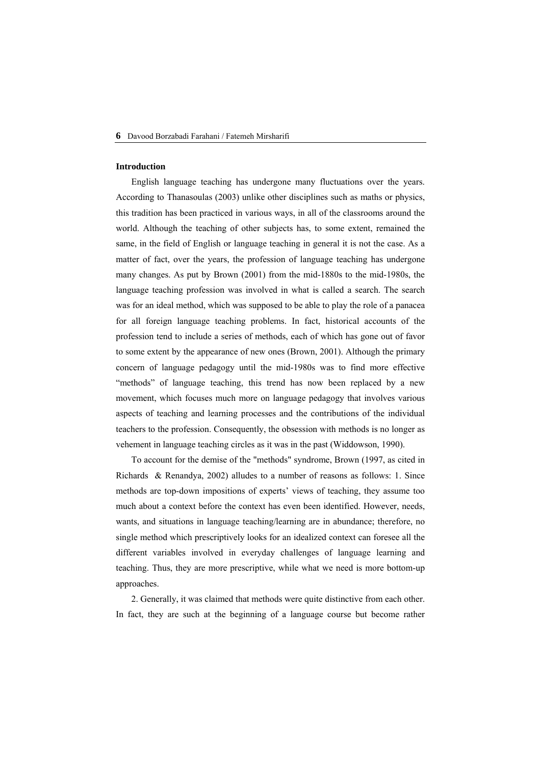## Introduction

English language teaching has undergone many fluctuations over the years. According to Thanasoulas (2003) unlike other disciplines such as maths or physics, this tradition has been practiced in various ways, in all of the classrooms around the world. Although the teaching of other subjects has, to some extent, remained the same, in the field of English or language teaching in general it is not the case. As a matter of fact, over the years, the profession of language teaching has undergone many changes. As put by Brown (2001) from the mid-1880s to the mid-1980s, the language teaching profession was involved in what is called a search. The search was for an ideal method, which was supposed to be able to play the role of a panacea for all foreign language teaching problems. In fact, historical accounts of the profession tend to include a series of methods, each of which has gone out of favor to some extent by the appearance of new ones (Brown, 2001). Although the primary concern of language pedagogy until the mid-1980s was to find more effective "methods" of language teaching, this trend has now been replaced by a new movement, which focuses much more on language pedagogy that involves various aspects of teaching and learning processes and the contributions of the individual teachers to the profession. Consequently, the obsession with methods is no longer as vehement in language teaching circles as it was in the past (Widdowson, 1990).

To account for the demise of the "methods" syndrome, Brown (1997, as cited in Richards & Renandya, 2002) alludes to a number of reasons as follows: 1. Since methods are top-down impositions of experts' views of teaching, they assume too much about a context before the context has even been identified. However, needs, wants, and situations in language teaching/learning are in abundance; therefore, no single method which prescriptively looks for an idealized context can foresee all the different variables involved in everyday challenges of language learning and teaching. Thus, they are more prescriptive, while what we need is more bottom-up approaches.

2. Generally, it was claimed that methods were quite distinctive from each other. In fact, they are such at the beginning of a language course but become rather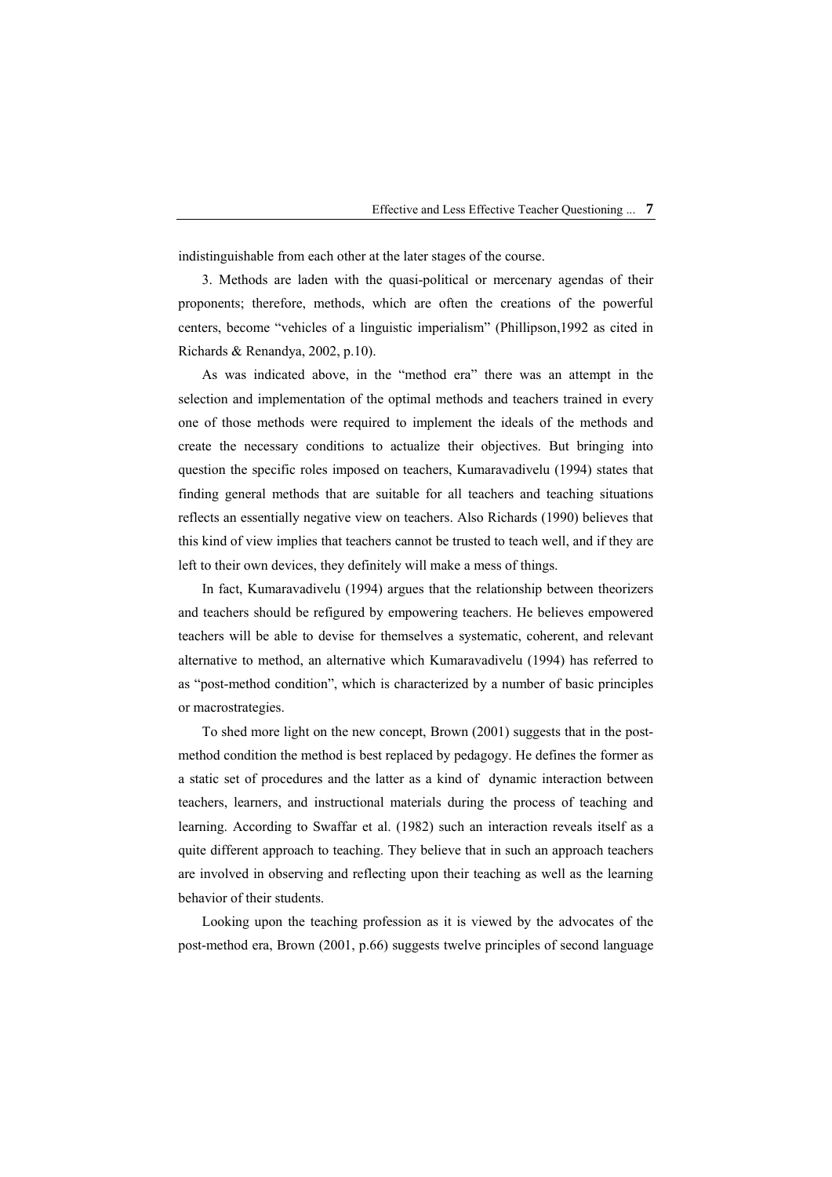indistinguishable from each other at the later stages of the course.

3. Methods are laden with the quasi-political or mercenary agendas of their proponents; therefore, methods, which are often the creations of the powerful centers, become "vehicles of a linguistic imperialism" (Phillipson,1992 as cited in Richards & Renandya, 2002, p.10).

As was indicated above, in the "method era" there was an attempt in the selection and implementation of the optimal methods and teachers trained in every one of those methods were required to implement the ideals of the methods and create the necessary conditions to actualize their objectives. But bringing into question the specific roles imposed on teachers, Kumaravadivelu (1994) states that finding general methods that are suitable for all teachers and teaching situations reflects an essentially negative view on teachers. Also Richards (1990) believes that this kind of view implies that teachers cannot be trusted to teach well, and if they are left to their own devices, they definitely will make a mess of things.

In fact, Kumaravadivelu (1994) argues that the relationship between theorizers and teachers should be refigured by empowering teachers. He believes empowered teachers will be able to devise for themselves a systematic, coherent, and relevant alternative to method, an alternative which Kumaravadivelu (1994) has referred to as "post-method condition", which is characterized by a number of basic principles or macrostrategies.

To shed more light on the new concept, Brown (2001) suggests that in the post-method condition the method is best replaced by pedagogy. He defines the former as a static set of procedures and the latter as a kind of dynamic interaction between teachers, learners, and instructional materials during the process of teaching and learning. According to Swaffar et al. (1982) such an interaction reveals itself as a quite different approach to teaching. They believe that in such an approach teachers are involved in observing and reflecting upon their teaching as well as the learning behavior of their students.

Looking upon the teaching profession as it is viewed by the advocates of the post-method era, Brown (2001, p.66) suggests twelve principles of second language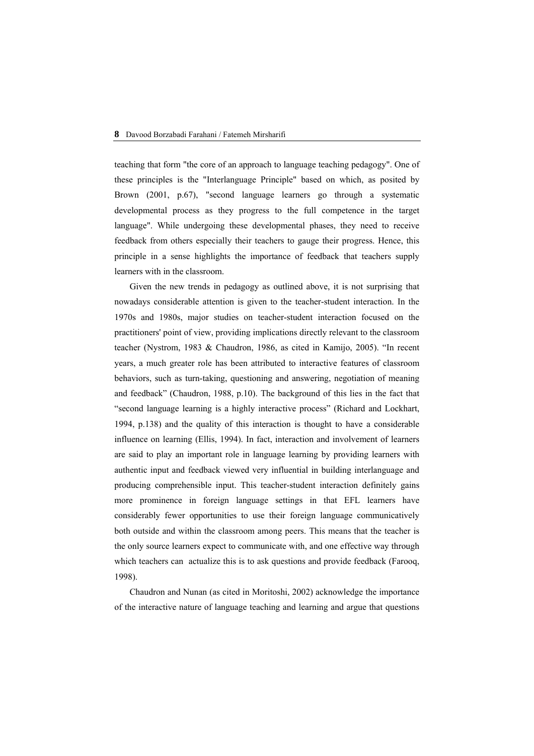teaching that form "the core of an approach to language teaching pedagogy". One of these principles is the "Interlanguage Principle" based on which, as posited by Brown (2001, p.67), "second language learners go through a systematic developmental process as they progress to the full competence in the target language". While undergoing these developmental phases, they need to receive feedback from others especially their teachers to gauge their progress. Hence, this principle in a sense highlights the importance of feedback that teachers supply learners with in the classroom.

Given the new trends in pedagogy as outlined above, it is not surprising that nowadays considerable attention is given to the teacher-student interaction. In the 1970s and 1980s, major studies on teacher-student interaction focused on the practitioners' point of view, providing implications directly relevant to the classroom teacher (Nystrom, 1983 & Chaudron, 1986, as cited in Kamijo, 2005). "In recent years, a much greater role has been attributed to interactive features of classroom behaviors, such as turn-taking, questioning and answering, negotiation of meaning and feedback" (Chaudron, 1988, p.10). The background of this lies in the fact that "second language learning is a highly interactive process" (Richard and Lockhart, 1994, p.138) and the quality of this interaction is thought to have a considerable influence on learning (Ellis, 1994). In fact, interaction and involvement of learners are said to play an important role in language learning by providing learners with authentic input and feedback viewed very influential in building interlanguage and producing comprehensible input. This teacher-student interaction definitely gains more prominence in foreign language settings in that EFL learners have considerably fewer opportunities to use their foreign language communicatively both outside and within the classroom among peers. This means that the teacher is the only source learners expect to communicate with, and one effective way through which teachers can actualize this is to ask questions and provide feedback (Farooq, 1998).

Chaudron and Nunan (as cited in Moritoshi, 2002) acknowledge the importance of the interactive nature of language teaching and learning and argue that questions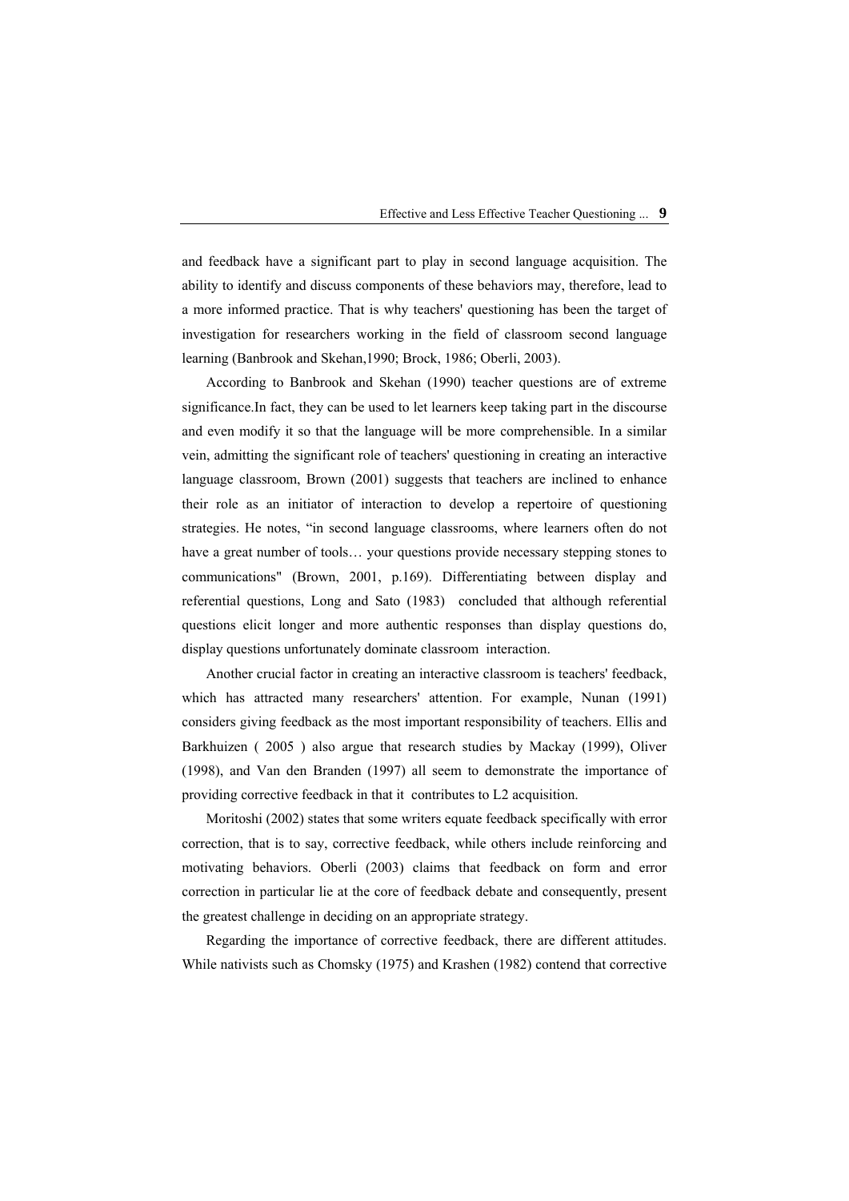and feedback have a significant part to play in second language acquisition. The ability to identify and discuss components of these behaviors may, therefore, lead to a more informed practice. That is why teachers' questioning has been the target of investigation for researchers working in the field of classroom second language learning (Banbrook and Skehan,1990; Brock, 1986; Oberli, 2003).

According to Banbrook and Skehan (1990) teacher questions are of extreme significance.In fact, they can be used to let learners keep taking part in the discourse and even modify it so that the language will be more comprehensible. In a similar vein, admitting the significant role of teachers' questioning in creating an interactive language classroom, Brown (2001) suggests that teachers are inclined to enhance their role as an initiator of interaction to develop a repertoire of questioning strategies. He notes, "in second language classrooms, where learners often do not have a great number of tools… your questions provide necessary stepping stones to communications" (Brown, 2001, p.169). Differentiating between display and referential questions, Long and Sato (1983) concluded that although referential questions elicit longer and more authentic responses than display questions do, display questions unfortunately dominate classroom interaction.

Another crucial factor in creating an interactive classroom is teachers' feedback, which has attracted many researchers' attention. For example, Nunan (1991) considers giving feedback as the most important responsibility of teachers. Ellis and Barkhuizen ( 2005 ) also argue that research studies by Mackay (1999), Oliver (1998), and Van den Branden (1997) all seem to demonstrate the importance of providing corrective feedback in that it contributes to L2 acquisition.

Moritoshi (2002) states that some writers equate feedback specifically with error correction, that is to say, corrective feedback, while others include reinforcing and motivating behaviors. Oberli (2003) claims that feedback on form and error correction in particular lie at the core of feedback debate and consequently, present the greatest challenge in deciding on an appropriate strategy.

Regarding the importance of corrective feedback, there are different attitudes. While nativists such as Chomsky (1975) and Krashen (1982) contend that corrective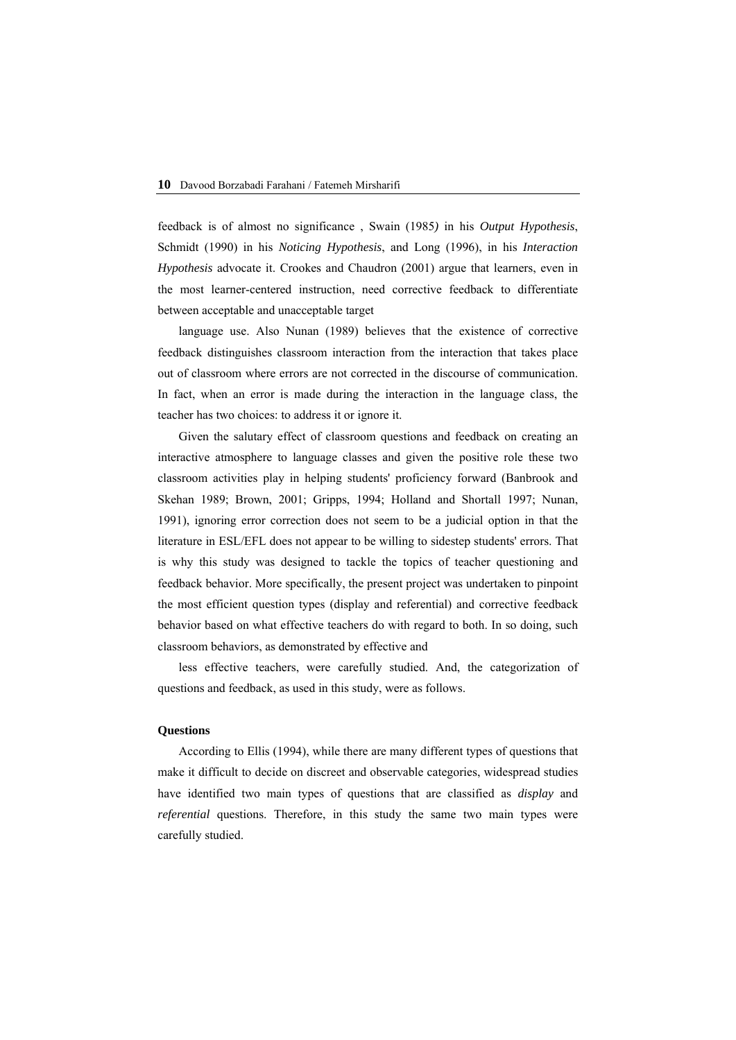feedback is of almost no significance , Swain (1985*)* in his *Output Hypothesis*, Schmidt (1990) in his *Noticing Hypothesis*, and Long (1996), in his *Interaction Hypothesis* advocate it. Crookes and Chaudron (2001) argue that learners, even in the most learner-centered instruction, need corrective feedback to differentiate between acceptable and unacceptable target

language use. Also Nunan (1989) believes that the existence of corrective feedback distinguishes classroom interaction from the interaction that takes place out of classroom where errors are not corrected in the discourse of communication. In fact, when an error is made during the interaction in the language class, the teacher has two choices: to address it or ignore it.

Given the salutary effect of classroom questions and feedback on creating an interactive atmosphere to language classes and given the positive role these two classroom activities play in helping students' proficiency forward (Banbrook and Skehan 1989; Brown, 2001; Gripps, 1994; Holland and Shortall 1997; Nunan, 1991), ignoring error correction does not seem to be a judicial option in that the literature in ESL/EFL does not appear to be willing to sidestep students' errors. That is why this study was designed to tackle the topics of teacher questioning and feedback behavior. More specifically, the present project was undertaken to pinpoint the most efficient question types (display and referential) and corrective feedback behavior based on what effective teachers do with regard to both. In so doing, such classroom behaviors, as demonstrated by effective and

less effective teachers, were carefully studied. And, the categorization of questions and feedback, as used in this study, were as follows.

**Questions**

According to Ellis (1994), while there are many different types of questions that make it difficult to decide on discreet and observable categories, widespread studies have identified two main types of questions that are classified as *display* and *referential* questions. Therefore, in this study the same two main types were carefully studied.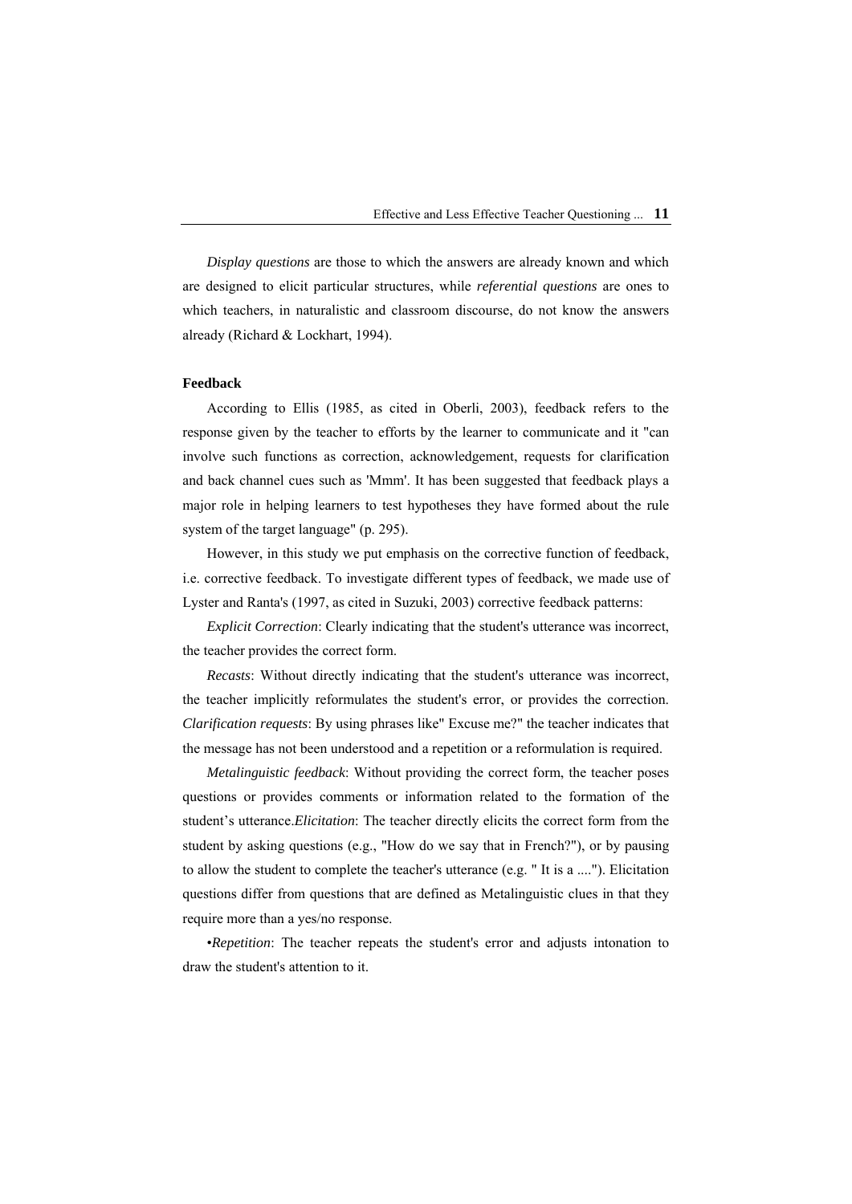*Display questions* are those to which the answers are already known and which are designed to elicit particular structures, while *referential questions* are ones to which teachers, in naturalistic and classroom discourse, do not know the answers already (Richard & Lockhart, 1994).

**Feedback**

According to Ellis (1985, as cited in Oberli, 2003), feedback refers to the response given by the teacher to efforts by the learner to communicate and it "can involve such functions as correction, acknowledgement, requests for clarification and back channel cues such as 'Mmm'. It has been suggested that feedback plays a major role in helping learners to test hypotheses they have formed about the rule system of the target language" (p. 295).

However, in this study we put emphasis on the corrective function of feedback, i.e. corrective feedback. To investigate different types of feedback, we made use of Lyster and Ranta's (1997, as cited in Suzuki, 2003) corrective feedback patterns:

*Explicit Correction*: Clearly indicating that the student's utterance was incorrect, the teacher provides the correct form.

*Recasts*: Without directly indicating that the student's utterance was incorrect, the teacher implicitly reformulates the student's error, or provides the correction. *Clarification requests*: By using phrases like" Excuse me?" the teacher indicates that the message has not been understood and a repetition or a reformulation is required.

*Metalinguistic feedback*: Without providing the correct form, the teacher poses questions or provides comments or information related to the formation of the student's utterance.*Elicitation*: The teacher directly elicits the correct form from the student by asking questions (e.g., "How do we say that in French?"), or by pausing to allow the student to complete the teacher's utterance (e.g. " It is a ...."). Elicitation questions differ from questions that are defined as Metalinguistic clues in that they require more than a yes/no response.

•*Repetition*: The teacher repeats the student's error and adjusts intonation to draw the student's attention to it.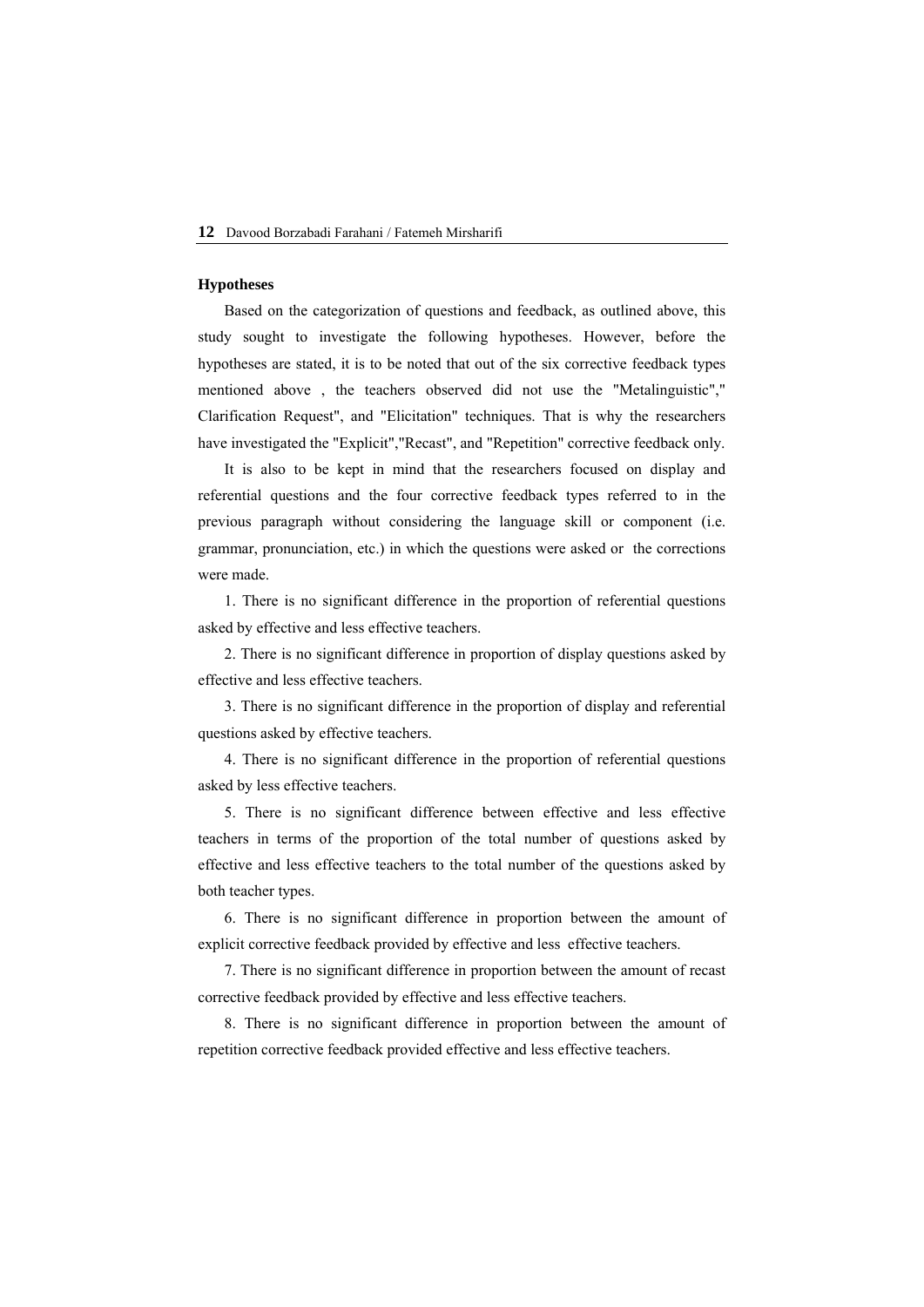### Hypotheses

Based on the categorization of questions and feedback, as outlined above, this study sought to investigate the following hypotheses. However, before the hypotheses are stated, it is to be noted that out of the six corrective feedback types mentioned above , the teachers observed did not use the "Metalinguistic"," Clarification Request", and "Elicitation" techniques. That is why the researchers have investigated the "Explicit","Recast", and "Repetition" corrective feedback only.

It is also to be kept in mind that the researchers focused on display and referential questions and the four corrective feedback types referred to in the previous paragraph without considering the language skill or component (i.e. grammar, pronunciation, etc.) in which the questions were asked or the corrections were made.

1. There is no significant difference in the proportion of referential questions asked by effective and less effective teachers.

2. There is no significant difference in proportion of display questions asked by effective and less effective teachers.

3. There is no significant difference in the proportion of display and referential questions asked by effective teachers.

4. There is no significant difference in the proportion of referential questions asked by less effective teachers.

5. There is no significant difference between effective and less effective teachers in terms of the proportion of the total number of questions asked by effective and less effective teachers to the total number of the questions asked by both teacher types.

6. There is no significant difference in proportion between the amount of explicit corrective feedback provided by effective and less effective teachers.

7. There is no significant difference in proportion between the amount of recast corrective feedback provided by effective and less effective teachers.

8. There is no significant difference in proportion between the amount of repetition corrective feedback provided effective and less effective teachers.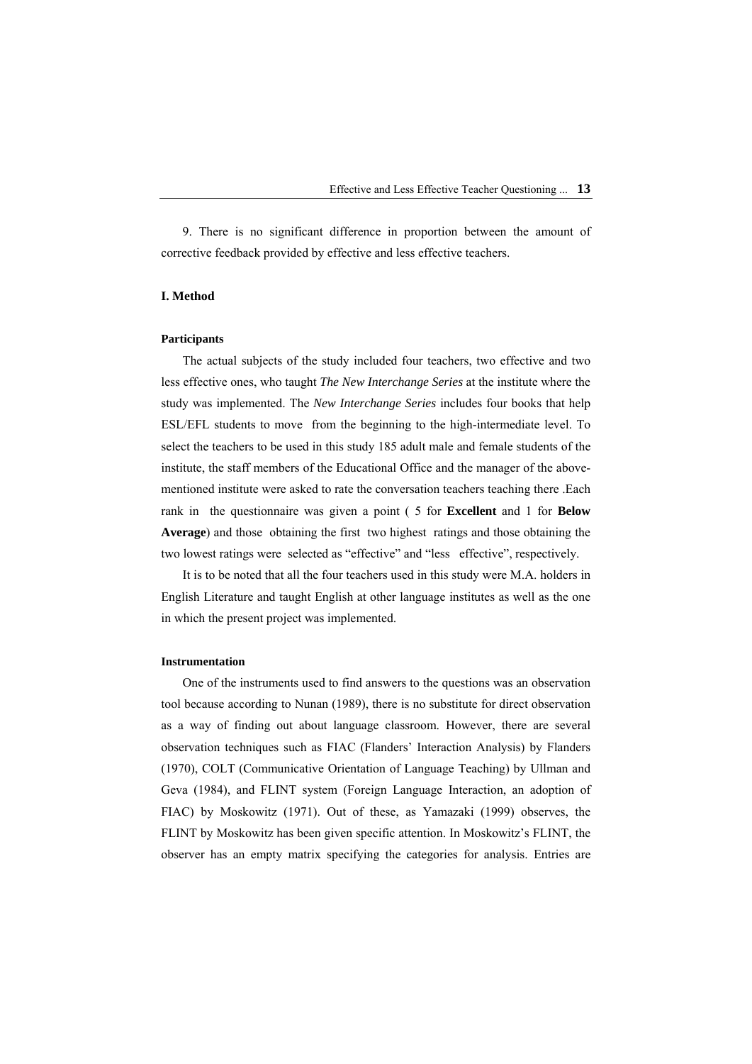9. There is no significant difference in proportion between the amount of corrective feedback provided by effective and less effective teachers.

## I. Method

### Participants

The actual subjects of the study included four teachers, two effective and two less effective ones, who taught *The New Interchange Series* at the institute where the study was implemented. The *New Interchange Series* includes four books that help ESL/EFL students to move from the beginning to the high-intermediate level. To select the teachers to be used in this study 185 adult male and female students of the institute, the staff members of the Educational Office and the manager of the above-mentioned institute were asked to rate the conversation teachers teaching there .Each rank in the questionnaire was given a point ( 5 for **Excellent** and 1 for **Below Average**) and those obtaining the first two highest ratings and those obtaining the two lowest ratings were selected as "effective" and "less effective", respectively.

It is to be noted that all the four teachers used in this study were M.A. holders in English Literature and taught English at other language institutes as well as the one in which the present project was implemented.

### Instrumentation

One of the instruments used to find answers to the questions was an observation tool because according to Nunan (1989), there is no substitute for direct observation as a way of finding out about language classroom. However, there are several observation techniques such as FIAC (Flanders' Interaction Analysis) by Flanders (1970), COLT (Communicative Orientation of Language Teaching) by Ullman and Geva (1984), and FLINT system (Foreign Language Interaction, an adoption of FIAC) by Moskowitz (1971). Out of these, as Yamazaki (1999) observes, the FLINT by Moskowitz has been given specific attention. In Moskowitz's FLINT, the observer has an empty matrix specifying the categories for analysis. Entries are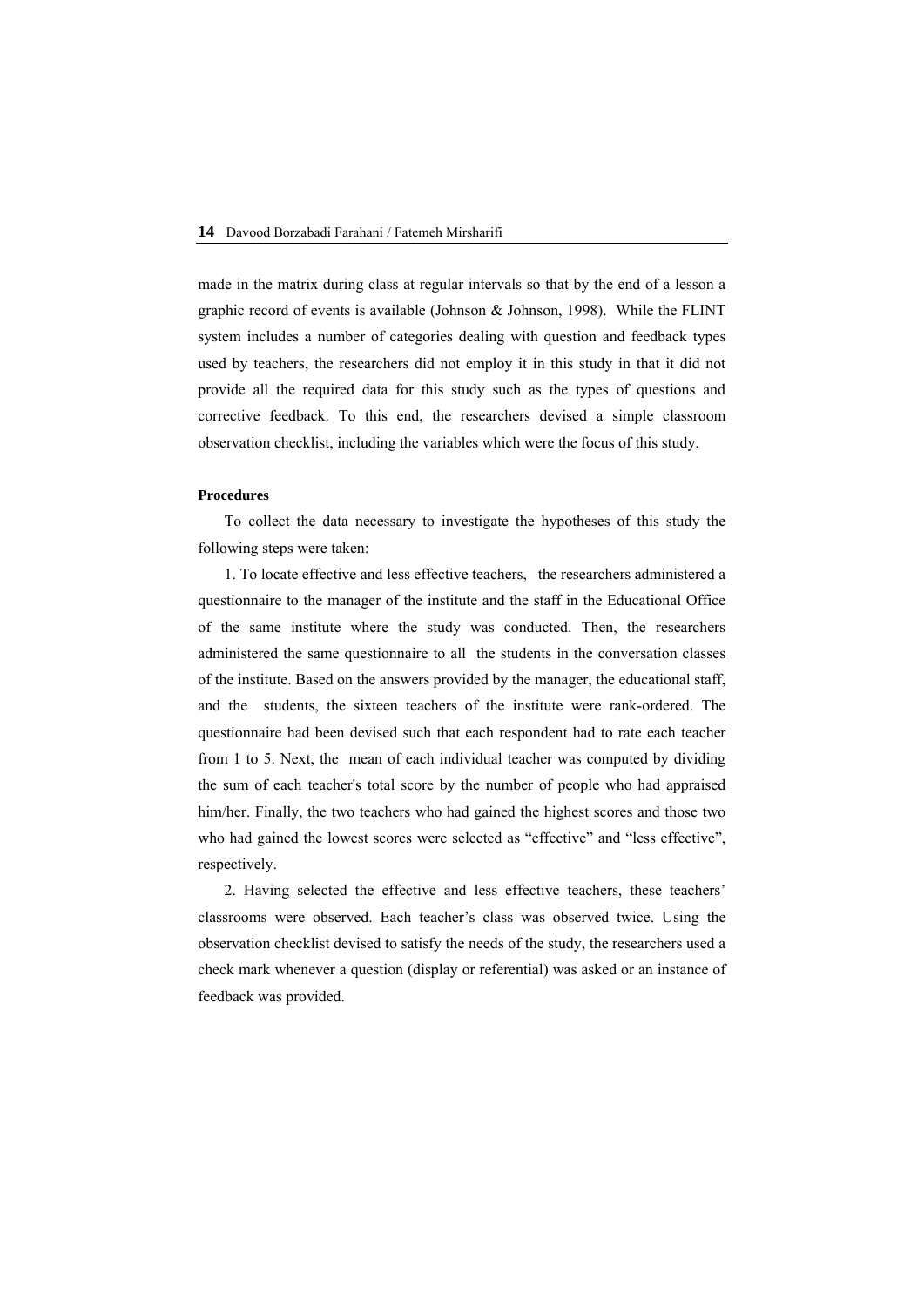made in the matrix during class at regular intervals so that by the end of a lesson a graphic record of events is available (Johnson & Johnson, 1998). While the FLINT system includes a number of categories dealing with question and feedback types used by teachers, the researchers did not employ it in this study in that it did not provide all the required data for this study such as the types of questions and corrective feedback. To this end, the researchers devised a simple classroom observation checklist, including the variables which were the focus of this study.

**Procedures**

To collect the data necessary to investigate the hypotheses of this study the following steps were taken:

1. To locate effective and less effective teachers, the researchers administered a questionnaire to the manager of the institute and the staff in the Educational Office of the same institute where the study was conducted. Then, the researchers administered the same questionnaire to all the students in the conversation classes of the institute. Based on the answers provided by the manager, the educational staff, and the students, the sixteen teachers of the institute were rank-ordered. The questionnaire had been devised such that each respondent had to rate each teacher from 1 to 5. Next, the mean of each individual teacher was computed by dividing the sum of each teacher's total score by the number of people who had appraised him/her. Finally, the two teachers who had gained the highest scores and those two who had gained the lowest scores were selected as “effective” and “less effective”, respectively.

2. Having selected the effective and less effective teachers, these teachers' classrooms were observed. Each teacher's class was observed twice. Using the observation checklist devised to satisfy the needs of the study, the researchers used a check mark whenever a question (display or referential) was asked or an instance of feedback was provided.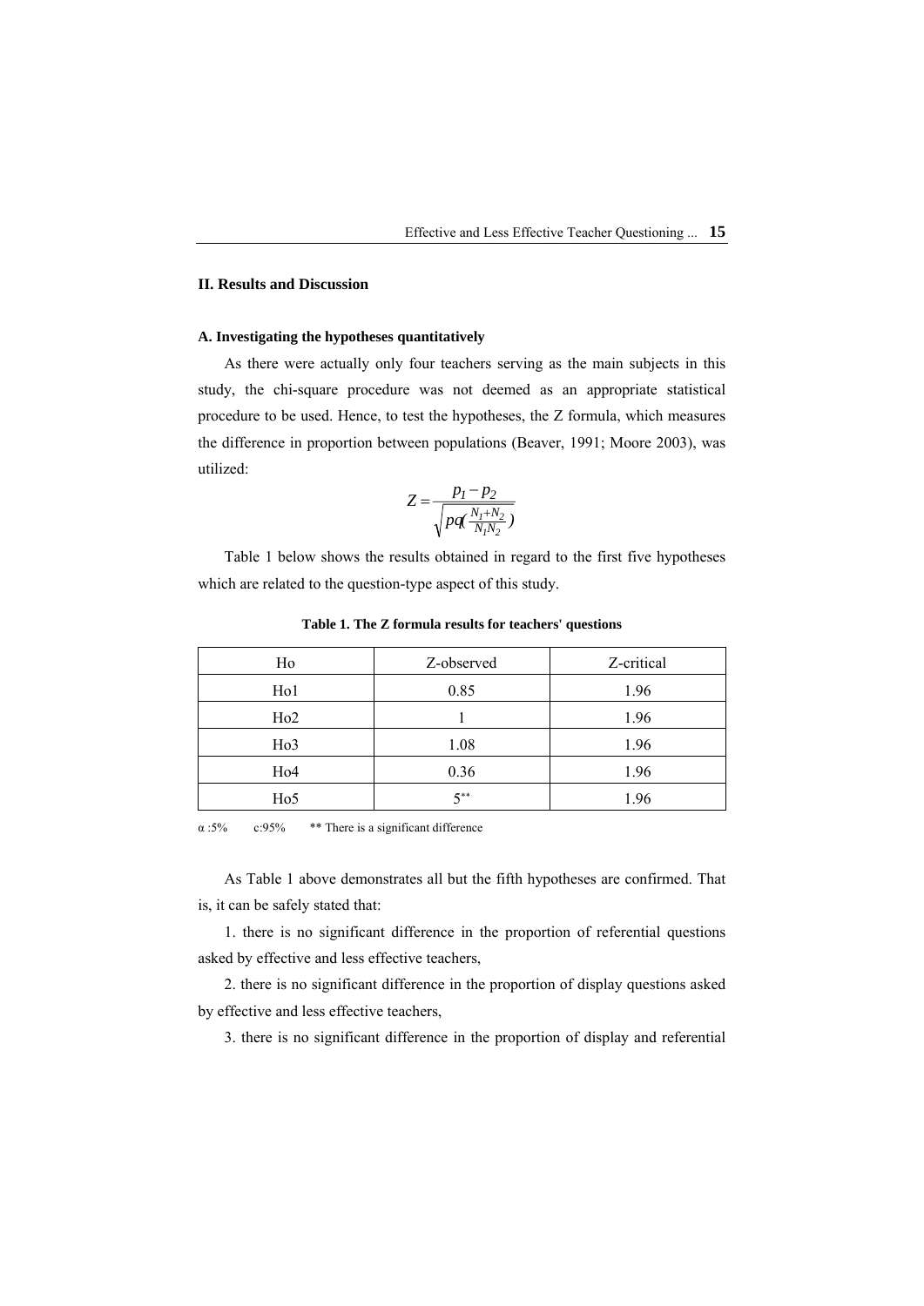## II. Results and Discussion

### A. Investigating the hypotheses quantitatively

As there were actually only four teachers serving as the main subjects in this study, the chi-square procedure was not deemed as an appropriate statistical procedure to be used. Hence, to test the hypotheses, the Z formula, which measures the difference in proportion between populations (Beaver, 1991; Moore 2003), was utilized:

$$Z = \frac{p_1 - p_2}{\sqrt{pq\left(\frac{N_1+N_2}{N_1N_2}\right)}}$$

Table 1 below shows the results obtained in regard to the first five hypotheses which are related to the question-type aspect of this study.

**Table 1. The Z formula results for teachers' questions**

| Ho | Z-observed | Z-critical |
|---|---|---|
| Ho1 | 0.85 | 1.96 |
| Ho2 | 1 | 1.96 |
| Ho3 | 1.08 | 1.96 |
| Ho4 | 0.36 | 1.96 |
| Ho5 | 5** | 1.96 |

α :5%   c:95%   ** There is a significant difference

As Table 1 above demonstrates all but the fifth hypotheses are confirmed. That is, it can be safely stated that:

1. there is no significant difference in the proportion of referential questions asked by effective and less effective teachers,

2. there is no significant difference in the proportion of display questions asked by effective and less effective teachers,

3. there is no significant difference in the proportion of display and referential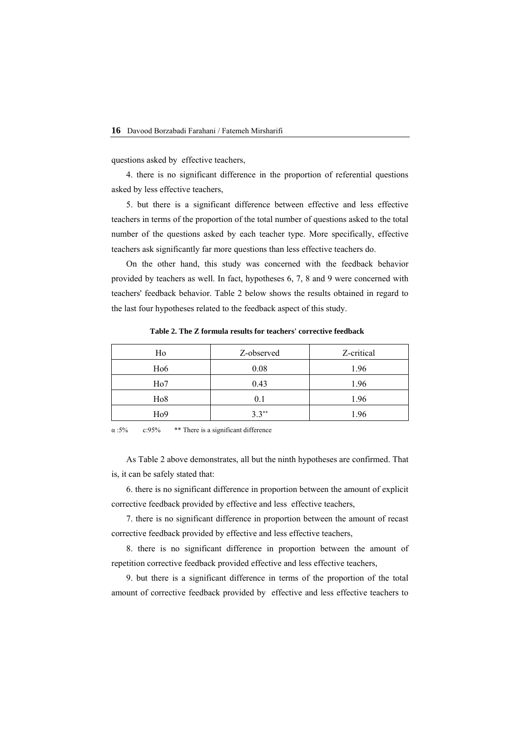questions asked by effective teachers,

4. there is no significant difference in the proportion of referential questions asked by less effective teachers,

5. but there is a significant difference between effective and less effective teachers in terms of the proportion of the total number of questions asked to the total number of the questions asked by each teacher type. More specifically, effective teachers ask significantly far more questions than less effective teachers do.

On the other hand, this study was concerned with the feedback behavior provided by teachers as well. In fact, hypotheses 6, 7, 8 and 9 were concerned with teachers' feedback behavior. Table 2 below shows the results obtained in regard to the last four hypotheses related to the feedback aspect of this study.

**Table 2. The Z formula results for teachers' corrective feedback**

| Ho | Z-observed | Z-critical |
|---|---|---|
| Ho6 | 0.08 | 1.96 |
| Ho7 | 0.43 | 1.96 |
| Ho8 | 0.1 | 1.96 |
| Ho9 | 3.3** | 1.96 |

α :5%   c:95%   ** There is a significant difference

As Table 2 above demonstrates, all but the ninth hypotheses are confirmed. That is, it can be safely stated that:

6. there is no significant difference in proportion between the amount of explicit corrective feedback provided by effective and less effective teachers,

7. there is no significant difference in proportion between the amount of recast corrective feedback provided by effective and less effective teachers,

8. there is no significant difference in proportion between the amount of repetition corrective feedback provided effective and less effective teachers,

9. but there is a significant difference in terms of the proportion of the total amount of corrective feedback provided by effective and less effective teachers to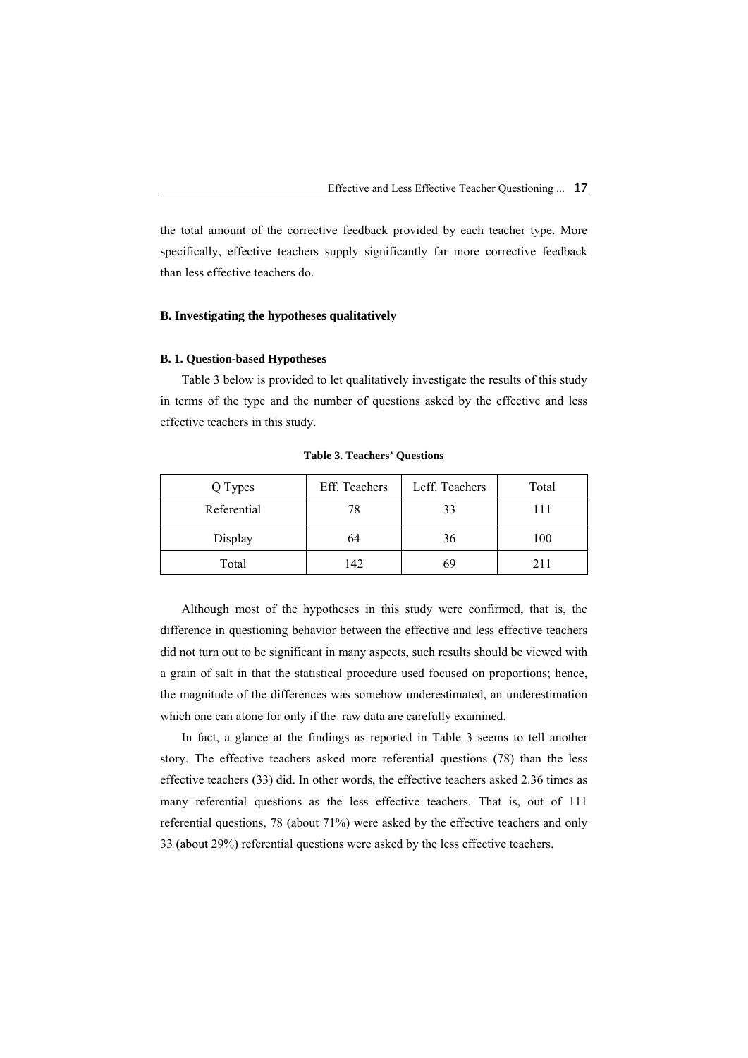the total amount of the corrective feedback provided by each teacher type. More specifically, effective teachers supply significantly far more corrective feedback than less effective teachers do.

### B. Investigating the hypotheses qualitatively

#### B. 1. Question-based Hypotheses

Table 3 below is provided to let qualitatively investigate the results of this study in terms of the type and the number of questions asked by the effective and less effective teachers in this study.

**Table 3. Teachers' Questions**

| Q Types | Eff. Teachers | Leff. Teachers | Total |
|---|---|---|---|
| Referential | 78 | 33 | 111 |
| Display | 64 | 36 | 100 |
| Total | 142 | 69 | 211 |

Although most of the hypotheses in this study were confirmed, that is, the difference in questioning behavior between the effective and less effective teachers did not turn out to be significant in many aspects, such results should be viewed with a grain of salt in that the statistical procedure used focused on proportions; hence, the magnitude of the differences was somehow underestimated, an underestimation which one can atone for only if the raw data are carefully examined.

In fact, a glance at the findings as reported in Table 3 seems to tell another story. The effective teachers asked more referential questions (78) than the less effective teachers (33) did. In other words, the effective teachers asked 2.36 times as many referential questions as the less effective teachers. That is, out of 111 referential questions, 78 (about 71%) were asked by the effective teachers and only 33 (about 29%) referential questions were asked by the less effective teachers.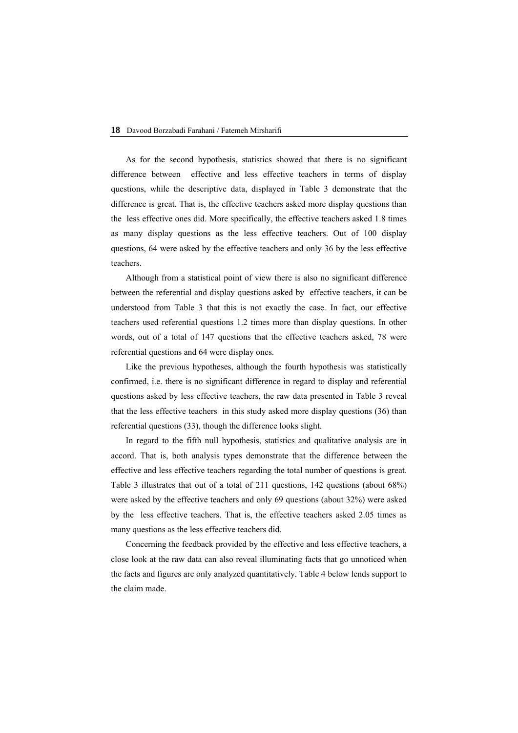As for the second hypothesis, statistics showed that there is no significant difference between effective and less effective teachers in terms of display questions, while the descriptive data, displayed in Table 3 demonstrate that the difference is great. That is, the effective teachers asked more display questions than the less effective ones did. More specifically, the effective teachers asked 1.8 times as many display questions as the less effective teachers. Out of 100 display questions, 64 were asked by the effective teachers and only 36 by the less effective teachers.

Although from a statistical point of view there is also no significant difference between the referential and display questions asked by effective teachers, it can be understood from Table 3 that this is not exactly the case. In fact, our effective teachers used referential questions 1.2 times more than display questions. In other words, out of a total of 147 questions that the effective teachers asked, 78 were referential questions and 64 were display ones.

Like the previous hypotheses, although the fourth hypothesis was statistically confirmed, i.e. there is no significant difference in regard to display and referential questions asked by less effective teachers, the raw data presented in Table 3 reveal that the less effective teachers in this study asked more display questions (36) than referential questions (33), though the difference looks slight.

In regard to the fifth null hypothesis, statistics and qualitative analysis are in accord. That is, both analysis types demonstrate that the difference between the effective and less effective teachers regarding the total number of questions is great. Table 3 illustrates that out of a total of 211 questions, 142 questions (about 68%) were asked by the effective teachers and only 69 questions (about 32%) were asked by the less effective teachers. That is, the effective teachers asked 2.05 times as many questions as the less effective teachers did.

Concerning the feedback provided by the effective and less effective teachers, a close look at the raw data can also reveal illuminating facts that go unnoticed when the facts and figures are only analyzed quantitatively. Table 4 below lends support to the claim made.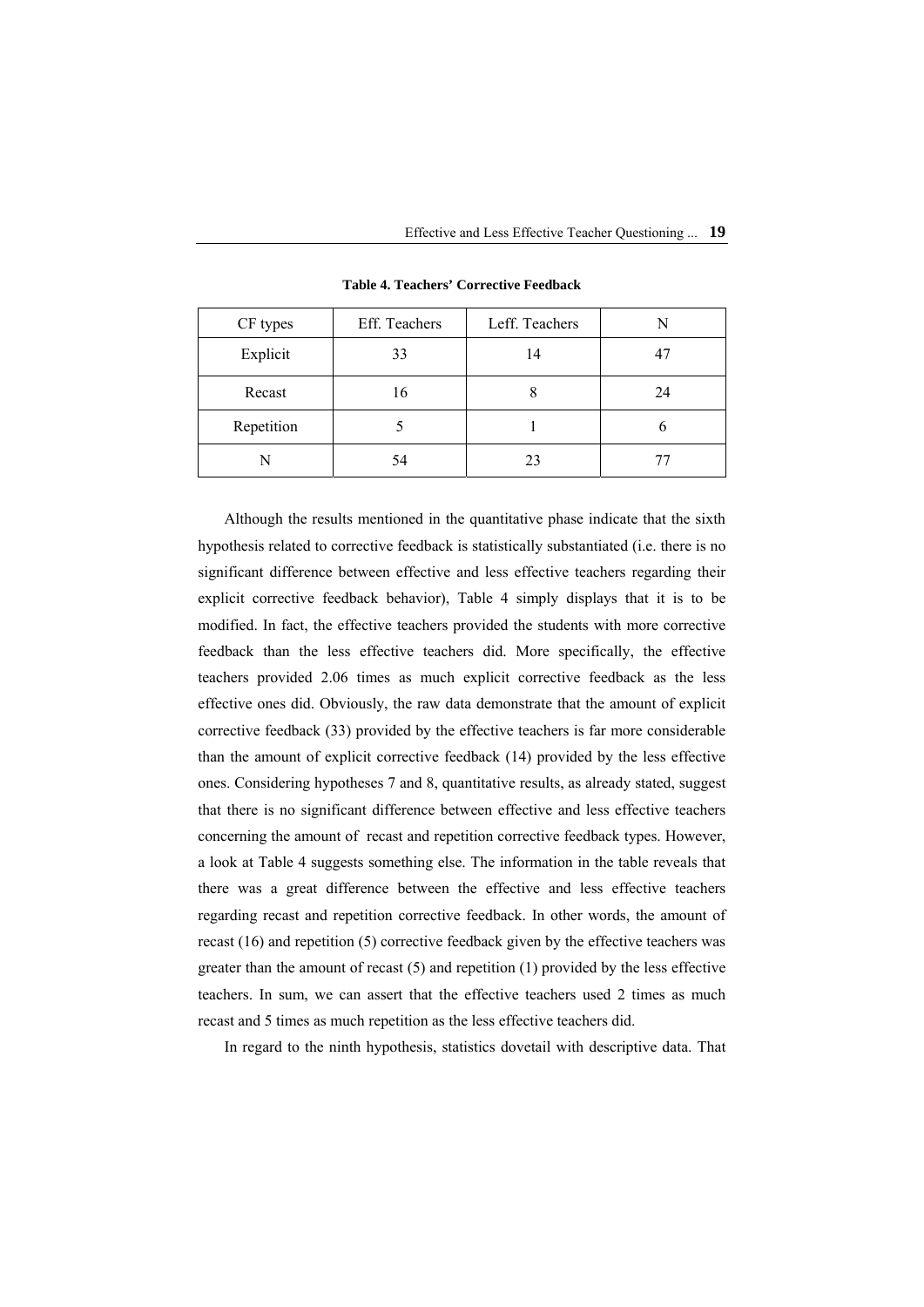**Table 4. Teachers' Corrective Feedback**

| CF types | Eff. Teachers | Leff. Teachers | N |
|---|---|---|---|
| Explicit | 33 | 14 | 47 |
| Recast | 16 | 8 | 24 |
| Repetition | 5 | 1 | 6 |
| N | 54 | 23 | 77 |

Although the results mentioned in the quantitative phase indicate that the sixth hypothesis related to corrective feedback is statistically substantiated (i.e. there is no significant difference between effective and less effective teachers regarding their explicit corrective feedback behavior), Table 4 simply displays that it is to be modified. In fact, the effective teachers provided the students with more corrective feedback than the less effective teachers did. More specifically, the effective teachers provided 2.06 times as much explicit corrective feedback as the less effective ones did. Obviously, the raw data demonstrate that the amount of explicit corrective feedback (33) provided by the effective teachers is far more considerable than the amount of explicit corrective feedback (14) provided by the less effective ones. Considering hypotheses 7 and 8, quantitative results, as already stated, suggest that there is no significant difference between effective and less effective teachers concerning the amount of recast and repetition corrective feedback types. However, a look at Table 4 suggests something else. The information in the table reveals that there was a great difference between the effective and less effective teachers regarding recast and repetition corrective feedback. In other words, the amount of recast (16) and repetition (5) corrective feedback given by the effective teachers was greater than the amount of recast (5) and repetition (1) provided by the less effective teachers. In sum, we can assert that the effective teachers used 2 times as much recast and 5 times as much repetition as the less effective teachers did.

In regard to the ninth hypothesis, statistics dovetail with descriptive data. That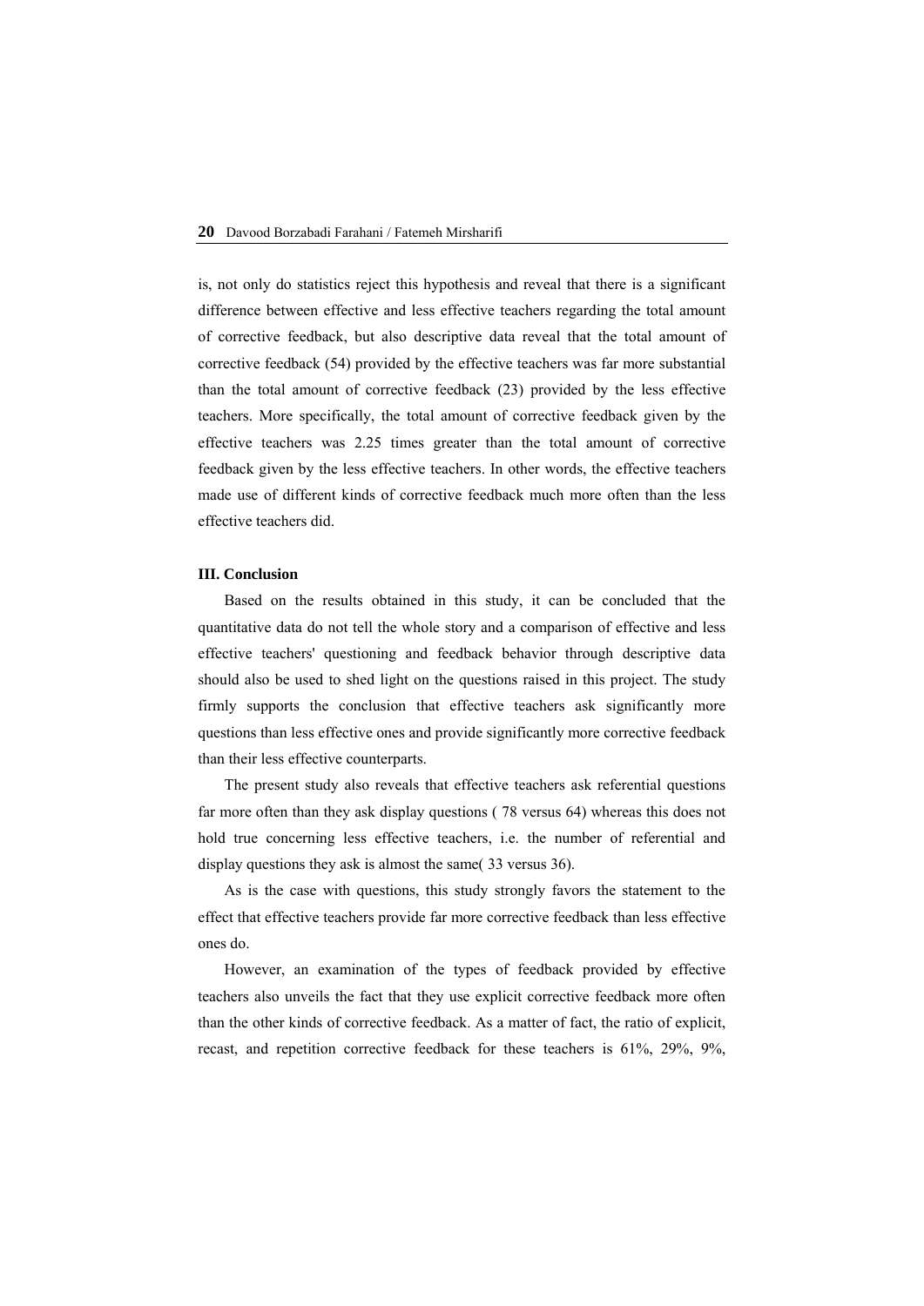is, not only do statistics reject this hypothesis and reveal that there is a significant difference between effective and less effective teachers regarding the total amount of corrective feedback, but also descriptive data reveal that the total amount of corrective feedback (54) provided by the effective teachers was far more substantial than the total amount of corrective feedback (23) provided by the less effective teachers. More specifically, the total amount of corrective feedback given by the effective teachers was 2.25 times greater than the total amount of corrective feedback given by the less effective teachers. In other words, the effective teachers made use of different kinds of corrective feedback much more often than the less effective teachers did.

## III. Conclusion

Based on the results obtained in this study, it can be concluded that the quantitative data do not tell the whole story and a comparison of effective and less effective teachers' questioning and feedback behavior through descriptive data should also be used to shed light on the questions raised in this project. The study firmly supports the conclusion that effective teachers ask significantly more questions than less effective ones and provide significantly more corrective feedback than their less effective counterparts.

The present study also reveals that effective teachers ask referential questions far more often than they ask display questions ( 78 versus 64) whereas this does not hold true concerning less effective teachers, i.e. the number of referential and display questions they ask is almost the same( 33 versus 36).

As is the case with questions, this study strongly favors the statement to the effect that effective teachers provide far more corrective feedback than less effective ones do.

However, an examination of the types of feedback provided by effective teachers also unveils the fact that they use explicit corrective feedback more often than the other kinds of corrective feedback. As a matter of fact, the ratio of explicit, recast, and repetition corrective feedback for these teachers is 61%, 29%, 9%,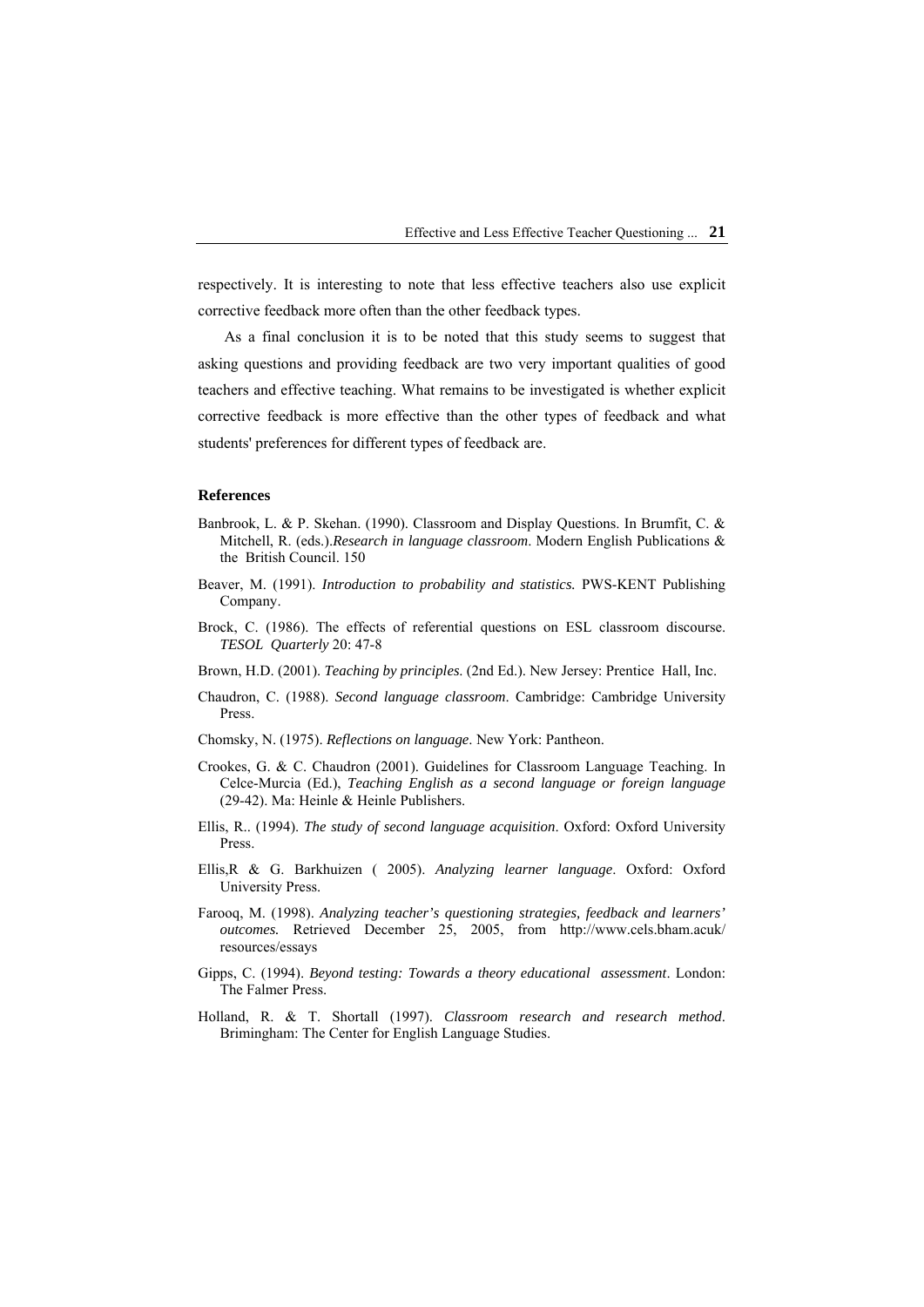respectively. It is interesting to note that less effective teachers also use explicit corrective feedback more often than the other feedback types.

As a final conclusion it is to be noted that this study seems to suggest that asking questions and providing feedback are two very important qualities of good teachers and effective teaching. What remains to be investigated is whether explicit corrective feedback is more effective than the other types of feedback and what students' preferences for different types of feedback are.

**References**

Banbrook, L. & P. Skehan. (1990). Classroom and Display Questions. In Brumfit, C. & Mitchell, R. (eds.).*Research in language classroom*. Modern English Publications & the British Council. 150

Beaver, M. (1991). *Introduction to probability and statistics.* PWS-KENT Publishing Company.

Brock, C. (1986). The effects of referential questions on ESL classroom discourse. *TESOL Quarterly* 20: 47-8

Brown, H.D. (2001). *Teaching by principles*. (2nd Ed.). New Jersey: Prentice Hall, Inc.

Chaudron, C. (1988). *Second language classroom*. Cambridge: Cambridge University Press.

Chomsky, N. (1975). *Reflections on language*. New York: Pantheon.

Crookes, G. & C. Chaudron (2001). Guidelines for Classroom Language Teaching. In Celce-Murcia (Ed.), *Teaching English as a second language or foreign language* (29-42). Ma: Heinle & Heinle Publishers.

Ellis, R.. (1994). *The study of second language acquisition*. Oxford: Oxford University Press.

Ellis,R & G. Barkhuizen ( 2005). *Analyzing learner language*. Oxford: Oxford University Press.

Farooq, M. (1998). *Analyzing teacher's questioning strategies, feedback and learners' outcomes.* Retrieved December 25, 2005, from http://www.cels.bham.acuk/ resources/essays

Gipps, C. (1994). *Beyond testing: Towards a theory educational assessment*. London: The Falmer Press.

Holland, R. & T. Shortall (1997). *Classroom research and research method*. Brimingham: The Center for English Language Studies.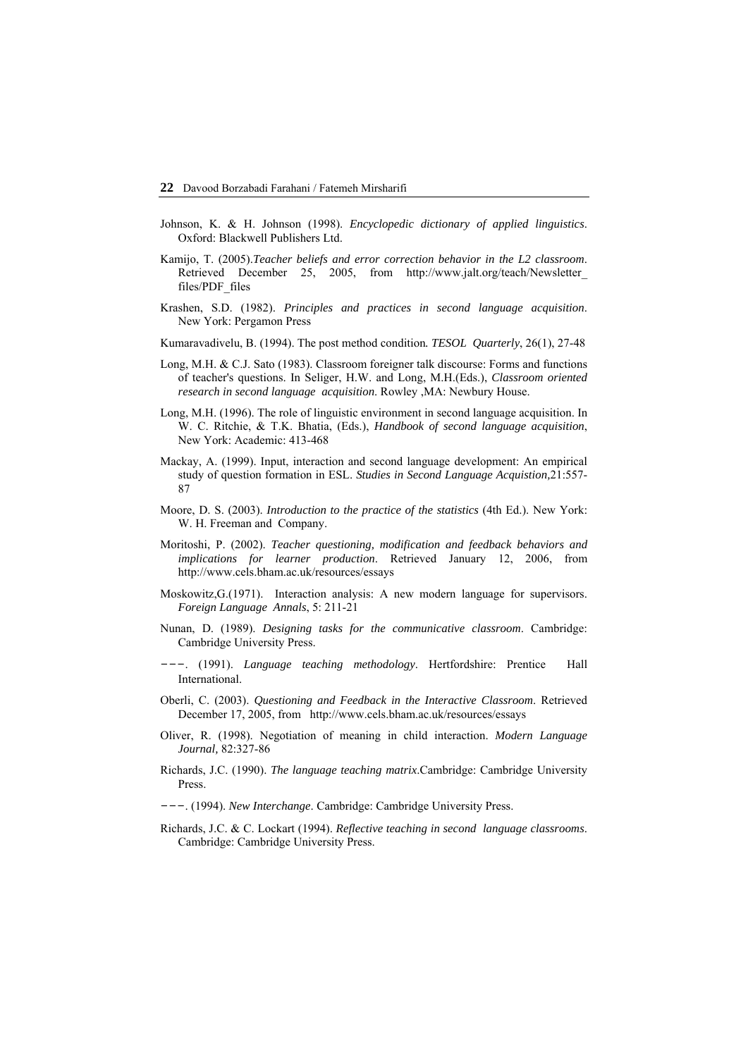Johnson, K. & H. Johnson (1998). *Encyclopedic dictionary of applied linguistics*. Oxford: Blackwell Publishers Ltd.

Kamijo, T. (2005).*Teacher beliefs and error correction behavior in the L2 classroom*. Retrieved December 25, 2005, from http://www.jalt.org/teach/Newsletter_files/PDF_files

Krashen, S.D. (1982). *Principles and practices in second language acquisition*. New York: Pergamon Press

Kumaravadivelu, B. (1994). The post method condition*. TESOL Quarterly*, 26(1), 27-48

Long, M.H. & C.J. Sato (1983). Classroom foreigner talk discourse: Forms and functions of teacher's questions. In Seliger, H.W. and Long, M.H.(Eds.), *Classroom oriented research in second language acquisition*. Rowley ,MA: Newbury House.

Long, M.H. (1996). The role of linguistic environment in second language acquisition. In W. C. Ritchie, & T.K. Bhatia, (Eds.), *Handbook of second language acquisition*, New York: Academic: 413-468

Mackay, A. (1999). Input, interaction and second language development: An empirical study of question formation in ESL. *Studies in Second Language Acquistion*,21:557-87

Moore, D. S. (2003). *Introduction to the practice of the statistics* (4th Ed.). New York: W. H. Freeman and Company.

Moritoshi, P. (2002). *Teacher questioning, modification and feedback behaviors and implications for learner production*. Retrieved January 12, 2006, from http://www.cels.bham.ac.uk/resources/essays

Moskowitz,G.(1971). Interaction analysis: A new modern language for supervisors. *Foreign Language Annals*, 5: 211-21

Nunan, D. (1989). *Designing tasks for the communicative classroom*. Cambridge: Cambridge University Press.

---. (1991). *Language teaching methodology*. Hertfordshire: Prentice Hall International.

Oberli, C. (2003). *Questioning and Feedback in the Interactive Classroom*. Retrieved December 17, 2005, from http://www.cels.bham.ac.uk/resources/essays

Oliver, R. (1998). Negotiation of meaning in child interaction. *Modern Language Journal,* 82:327-86

Richards, J.C. (1990). *The language teaching matrix*.Cambridge: Cambridge University Press.

---. (1994). *New Interchange*. Cambridge: Cambridge University Press.

Richards, J.C. & C. Lockart (1994). *Reflective teaching in second language classrooms*. Cambridge: Cambridge University Press.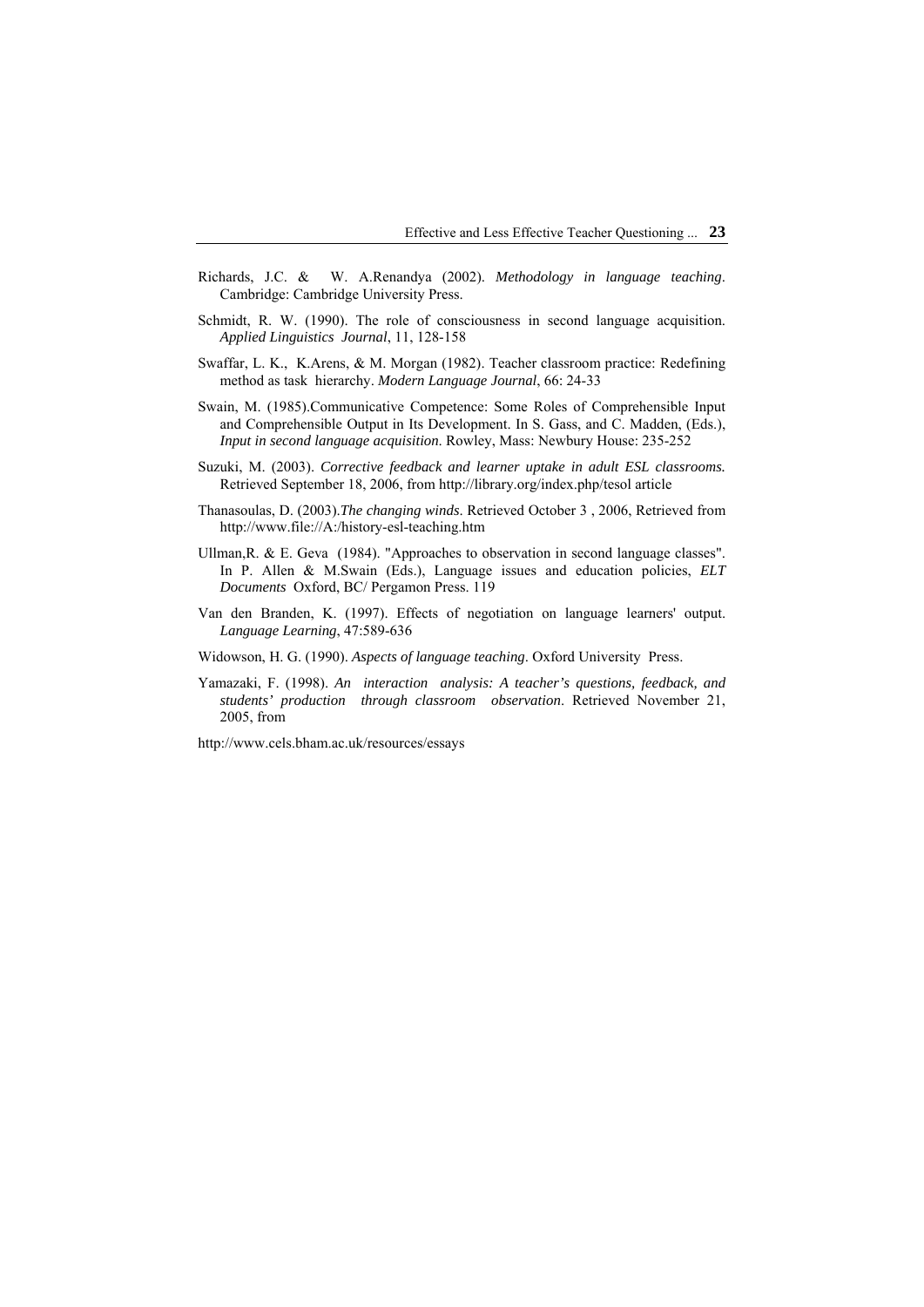Richards, J.C. & W. A.Renandya (2002). *Methodology in language teaching*. Cambridge: Cambridge University Press.

Schmidt, R. W. (1990). The role of consciousness in second language acquisition. *Applied Linguistics Journal*, 11, 128-158

Swaffar, L. K., K.Arens, & M. Morgan (1982). Teacher classroom practice: Redefining method as task hierarchy. *Modern Language Journal*, 66: 24-33

Swain, M. (1985).Communicative Competence: Some Roles of Comprehensible Input and Comprehensible Output in Its Development. In S. Gass, and C. Madden, (Eds.), *Input in second language acquisition*. Rowley, Mass: Newbury House: 235-252

Suzuki, M. (2003). *Corrective feedback and learner uptake in adult ESL classrooms.* Retrieved September 18, 2006, from http://library.org/index.php/tesol article

Thanasoulas, D. (2003).*The changing winds*. Retrieved October 3 , 2006, Retrieved from http://www.file://A:/history-esl-teaching.htm

Ullman,R. & E. Geva (1984). "Approaches to observation in second language classes". In P. Allen & M.Swain (Eds.), Language issues and education policies, *ELT Documents* Oxford, BC/ Pergamon Press. 119

Van den Branden, K. (1997). Effects of negotiation on language learners' output. *Language Learning*, 47:589-636

Widowson, H. G. (1990). *Aspects of language teaching*. Oxford University Press.

Yamazaki, F. (1998). *An interaction analysis: A teacher's questions, feedback, and students' production through classroom observation*. Retrieved November 21, 2005, from

http://www.cels.bham.ac.uk/resources/essays